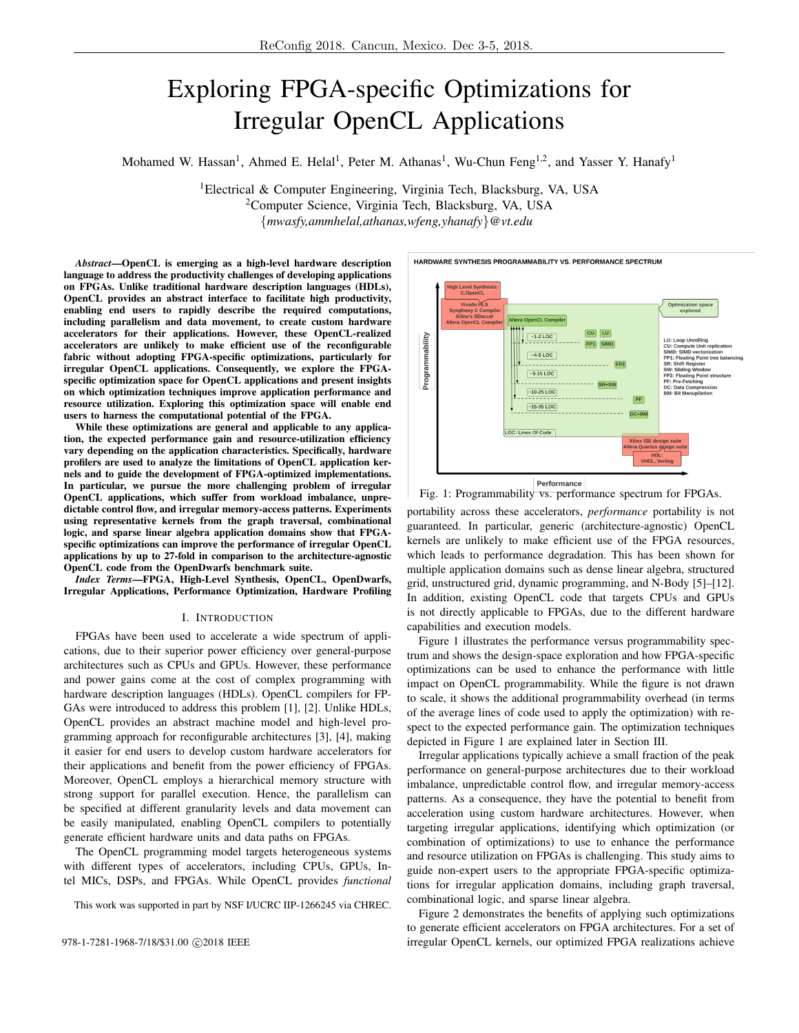# Exploring FPGA-specific Optimizations for Irregular OpenCL Applications

Mohamed W. Hassan[1], Ahmed E. Helal[1], Peter M. Athanas[1], Wu-Chun Feng[1,2], and Yasser Y. Hanafy[1]

[1]Electrical & Computer Engineering, Virginia Tech, Blacksburg, VA, USA
[2]Computer Science, Virginia Tech, Blacksburg, VA, USA
{*mwasfy,ammhelal,athanas,wfeng,yhanafy*}*@vt.edu*

***Abstract*—OpenCL is emerging as a high-level hardware description language to address the productivity challenges of developing applications on FPGAs. Unlike traditional hardware description languages (HDLs), OpenCL provides an abstract interface to facilitate high productivity, enabling end users to rapidly describe the required computations, including parallelism and data movement, to create custom hardware accelerators for their applications. However, these OpenCL-realized accelerators are unlikely to make efficient use of the reconfigurable fabric without adopting FPGA-specific optimizations, particularly for irregular OpenCL applications. Consequently, we explore the FPGA-specific optimization space for OpenCL applications and present insights on which optimization techniques improve application performance and resource utilization. Exploring this optimization space will enable end users to harness the computational potential of the FPGA.**

**While these optimizations are general and applicable to any application, the expected performance gain and resource-utilization efficiency vary depending on the application characteristics. Specifically, hardware profilers are used to analyze the limitations of OpenCL application kernels and to guide the development of FPGA-optimized implementations. In particular, we pursue the more challenging problem of irregular OpenCL applications, which suffer from workload imbalance, unpredictable control flow, and irregular memory-access patterns. Experiments using representative kernels from the graph traversal, combinational logic, and sparse linear algebra application domains show that FPGA-specific optimizations can improve the performance of irregular OpenCL applications by up to 27-fold in comparison to the architecture-agnostic OpenCL code from the OpenDwarfs benchmark suite.**

***Index Terms*—FPGA, High-Level Synthesis, OpenCL, OpenDwarfs, Irregular Applications, Performance Optimization, Hardware Profiling**

## I. Introduction

FPGAs have been used to accelerate a wide spectrum of applications, due to their superior power efficiency over general-purpose architectures such as CPUs and GPUs. However, these performance and power gains come at the cost of complex programming with hardware description languages (HDLs). OpenCL compilers for FPGAs were introduced to address this problem [1], [2]. Unlike HDLs, OpenCL provides an abstract machine model and high-level programming approach for reconfigurable architectures [3], [4], making it easier for end users to develop custom hardware accelerators for their applications and benefit from the power efficiency of FPGAs. Moreover, OpenCL employs a hierarchical memory structure with strong support for parallel execution. Hence, the parallelism can be specified at different granularity levels and data movement can be easily manipulated, enabling OpenCL compilers to potentially generate efficient hardware units and data paths on FPGAs.

The OpenCL programming model targets heterogeneous systems with different types of accelerators, including CPUs, GPUs, Intel MICs, DSPs, and FPGAs. While OpenCL provides *functional* portability across these accelerators, *performance* portability is not guaranteed. In particular, generic (architecture-agnostic) OpenCL kernels are unlikely to make efficient use of the FPGA resources, which leads to performance degradation. This has been shown for multiple application domains such as dense linear algebra, structured grid, unstructured grid, dynamic programming, and N-Body [5]–[12]. In addition, existing OpenCL code that targets CPUs and GPUs is not directly applicable to FPGAs, due to the different hardware capabilities and execution models.

Fig. 1: Programmability vs. performance spectrum for FPGAs.

Figure 1 illustrates the performance versus programmability spectrum and shows the design-space exploration and how FPGA-specific optimizations can be used to enhance the performance with little impact on OpenCL programmability. While the figure is not drawn to scale, it shows the additional programmability overhead (in terms of the average lines of code used to apply the optimization) with respect to the expected performance gain. The optimization techniques depicted in Figure 1 are explained later in Section III.

Irregular applications typically achieve a small fraction of the peak performance on general-purpose architectures due to their workload imbalance, unpredictable control flow, and irregular memory-access patterns. As a consequence, they have the potential to benefit from acceleration using custom hardware architectures. However, when targeting irregular applications, identifying which optimization (or combination of optimizations) to use to enhance the performance and resource utilization on FPGAs is challenging. This study aims to guide non-expert users to the appropriate FPGA-specific optimizations for irregular application domains, including graph traversal, combinational logic, and sparse linear algebra.

Figure 2 demonstrates the benefits of applying such optimizations to generate efficient accelerators on FPGA architectures. For a set of irregular OpenCL kernels, our optimized FPGA realizations achieve

This work was supported in part by NSF I/UCRC IIP-1266245 via CHREC.

978-1-7281-1968-7/18/$31.00 ©2018 IEEE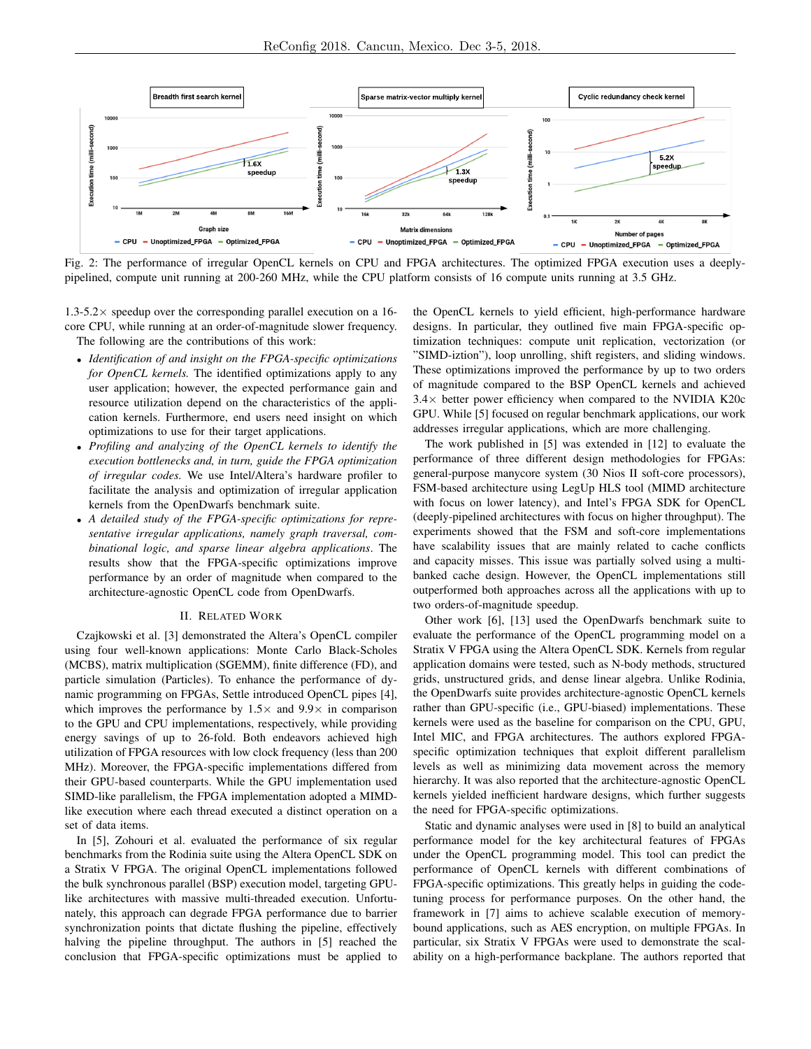Fig. 2: The performance of irregular OpenCL kernels on CPU and FPGA architectures. The optimized FPGA execution uses a deeply-pipelined, compute unit running at 200-260 MHz, while the CPU platform consists of 16 compute units running at 3.5 GHz.

1.3-5.2× speedup over the corresponding parallel execution on a 16-core CPU, while running at an order-of-magnitude slower frequency.

The following are the contributions of this work:

- *Identification of and insight on the FPGA-specific optimizations for OpenCL kernels.* The identified optimizations apply to any user application; however, the expected performance gain and resource utilization depend on the characteristics of the application kernels. Furthermore, end users need insight on which optimizations to use for their target applications.
- *Profiling and analyzing of the OpenCL kernels to identify the execution bottlenecks and, in turn, guide the FPGA optimization of irregular codes.* We use Intel/Altera's hardware profiler to facilitate the analysis and optimization of irregular application kernels from the OpenDwarfs benchmark suite.
- *A detailed study of the FPGA-specific optimizations for representative irregular applications, namely graph traversal, combinational logic, and sparse linear algebra applications.* The results show that the FPGA-specific optimizations improve performance by an order of magnitude when compared to the architecture-agnostic OpenCL code from OpenDwarfs.

## II. Related Work

Czajkowski et al. [3] demonstrated the Altera's OpenCL compiler using four well-known applications: Monte Carlo Black-Scholes (MCBS), matrix multiplication (SGEMM), finite difference (FD), and particle simulation (Particles). To enhance the performance of dynamic programming on FPGAs, Settle introduced OpenCL pipes [4], which improves the performance by 1.5× and 9.9× in comparison to the GPU and CPU implementations, respectively, while providing energy savings of up to 26-fold. Both endeavors achieved high utilization of FPGA resources with low clock frequency (less than 200 MHz). Moreover, the FPGA-specific implementations differed from their GPU-based counterparts. While the GPU implementation used SIMD-like parallelism, the FPGA implementation adopted a MIMD-like execution where each thread executed a distinct operation on a set of data items.

In [5], Zohouri et al. evaluated the performance of six regular benchmarks from the Rodinia suite using the Altera OpenCL SDK on a Stratix V FPGA. The original OpenCL implementations followed the bulk synchronous parallel (BSP) execution model, targeting GPU-like architectures with massive multi-threaded execution. Unfortunately, this approach can degrade FPGA performance due to barrier synchronization points that dictate flushing the pipeline, effectively halving the pipeline throughput. The authors in [5] reached the conclusion that FPGA-specific optimizations must be applied to the OpenCL kernels to yield efficient, high-performance hardware designs. In particular, they outlined five main FPGA-specific optimization techniques: compute unit replication, vectorization (or "SIMD-iztion"), loop unrolling, shift registers, and sliding windows. These optimizations improved the performance by up to two orders of magnitude compared to the BSP OpenCL kernels and achieved 3.4× better power efficiency when compared to the NVIDIA K20c GPU. While [5] focused on regular benchmark applications, our work addresses irregular applications, which are more challenging.

The work published in [5] was extended in [12] to evaluate the performance of three different design methodologies for FPGAs: general-purpose manycore system (30 Nios II soft-core processors), FSM-based architecture using LegUp HLS tool (MIMD architecture with focus on lower latency), and Intel's FPGA SDK for OpenCL (deeply-pipelined architectures with focus on higher throughput). The experiments showed that the FSM and soft-core implementations have scalability issues that are mainly related to cache conflicts and capacity misses. This issue was partially solved using a multi-banked cache design. However, the OpenCL implementations still outperformed both approaches across all the applications with up to two orders-of-magnitude speedup.

Other work [6], [13] used the OpenDwarfs benchmark suite to evaluate the performance of the OpenCL programming model on a Stratix V FPGA using the Altera OpenCL SDK. Kernels from regular application domains were tested, such as N-body methods, structured grids, unstructured grids, and dense linear algebra. Unlike Rodinia, the OpenDwarfs suite provides architecture-agnostic OpenCL kernels rather than GPU-specific (i.e., GPU-biased) implementations. These kernels were used as the baseline for comparison on the CPU, GPU, Intel MIC, and FPGA architectures. The authors explored FPGA-specific optimization techniques that exploit different parallelism levels as well as minimizing data movement across the memory hierarchy. It was also reported that the architecture-agnostic OpenCL kernels yielded inefficient hardware designs, which further suggests the need for FPGA-specific optimizations.

Static and dynamic analyses were used in [8] to build an analytical performance model for the key architectural features of FPGAs under the OpenCL programming model. This tool can predict the performance of OpenCL kernels with different combinations of FPGA-specific optimizations. This greatly helps in guiding the code-tuning process for performance purposes. On the other hand, the framework in [7] aims to achieve scalable execution of memory-bound applications, such as AES encryption, on multiple FPGAs. In particular, six Stratix V FPGAs were used to demonstrate the scalability on a high-performance backplane. The authors reported that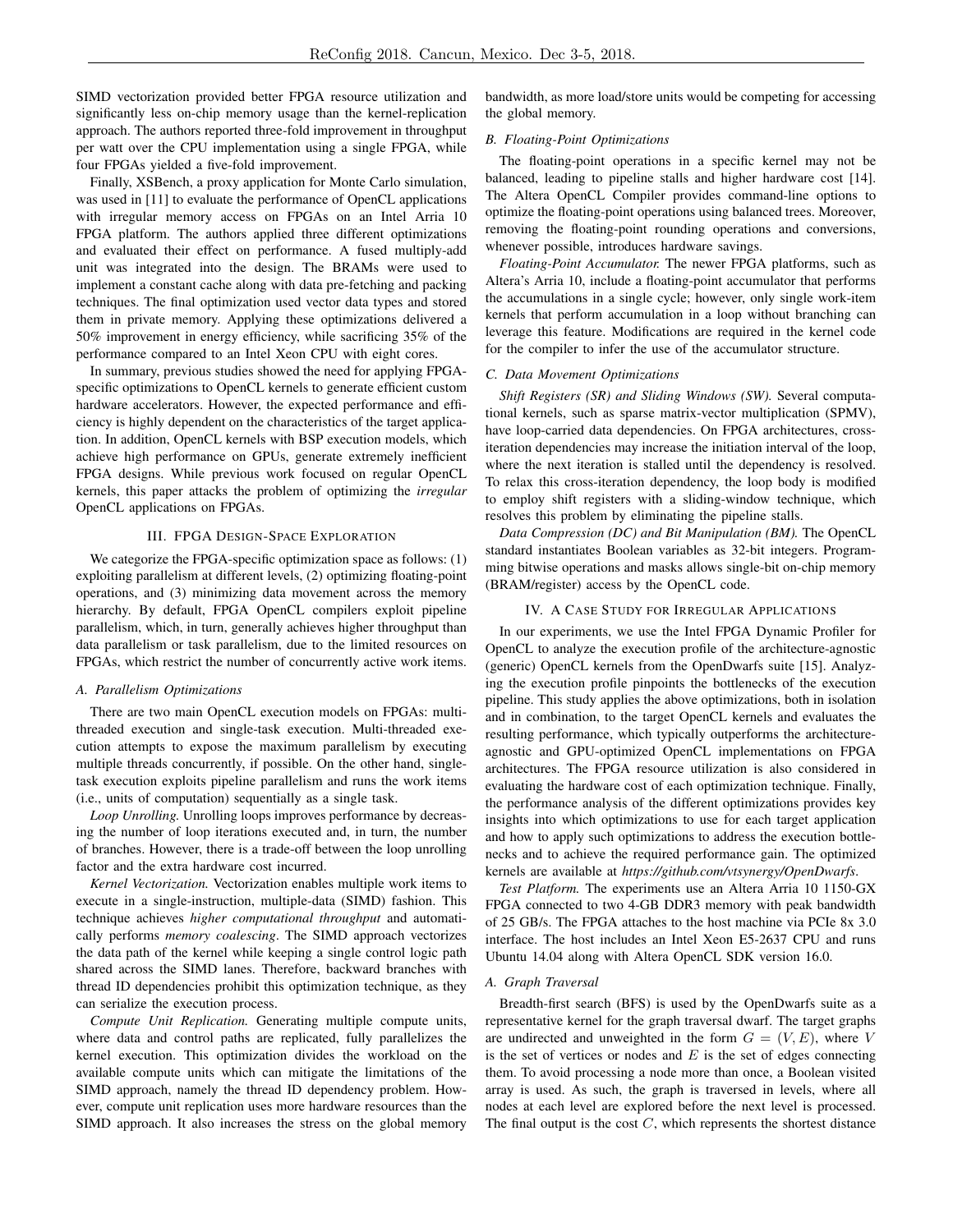SIMD vectorization provided better FPGA resource utilization and significantly less on-chip memory usage than the kernel-replication approach. The authors reported three-fold improvement in throughput per watt over the CPU implementation using a single FPGA, while four FPGAs yielded a five-fold improvement.

Finally, XSBench, a proxy application for Monte Carlo simulation, was used in [11] to evaluate the performance of OpenCL applications with irregular memory access on FPGAs on an Intel Arria 10 FPGA platform. The authors applied three different optimizations and evaluated their effect on performance. A fused multiply-add unit was integrated into the design. The BRAMs were used to implement a constant cache along with data pre-fetching and packing techniques. The final optimization used vector data types and stored them in private memory. Applying these optimizations delivered a 50% improvement in energy efficiency, while sacrificing 35% of the performance compared to an Intel Xeon CPU with eight cores.

In summary, previous studies showed the need for applying FPGA-specific optimizations to OpenCL kernels to generate efficient custom hardware accelerators. However, the expected performance and efficiency is highly dependent on the characteristics of the target application. In addition, OpenCL kernels with BSP execution models, which achieve high performance on GPUs, generate extremely inefficient FPGA designs. While previous work focused on regular OpenCL kernels, this paper attacks the problem of optimizing the *irregular* OpenCL applications on FPGAs.

## III. FPGA Design-Space Exploration

We categorize the FPGA-specific optimization space as follows: (1) exploiting parallelism at different levels, (2) optimizing floating-point operations, and (3) minimizing data movement across the memory hierarchy. By default, FPGA OpenCL compilers exploit pipeline parallelism, which, in turn, generally achieves higher throughput than data parallelism or task parallelism, due to the limited resources on FPGAs, which restrict the number of concurrently active work items.

### A. Parallelism Optimizations

There are two main OpenCL execution models on FPGAs: multi-threaded execution and single-task execution. Multi-threaded execution attempts to expose the maximum parallelism by executing multiple threads concurrently, if possible. On the other hand, single-task execution exploits pipeline parallelism and runs the work items (i.e., units of computation) sequentially as a single task.

*Loop Unrolling.* Unrolling loops improves performance by decreasing the number of loop iterations executed and, in turn, the number of branches. However, there is a trade-off between the loop unrolling factor and the extra hardware cost incurred.

*Kernel Vectorization.* Vectorization enables multiple work items to execute in a single-instruction, multiple-data (SIMD) fashion. This technique achieves *higher computational throughput* and automatically performs *memory coalescing*. The SIMD approach vectorizes the data path of the kernel while keeping a single control logic path shared across the SIMD lanes. Therefore, backward branches with thread ID dependencies prohibit this optimization technique, as they can serialize the execution process.

*Compute Unit Replication.* Generating multiple compute units, where data and control paths are replicated, fully parallelizes the kernel execution. This optimization divides the workload on the available compute units which can mitigate the limitations of the SIMD approach, namely the thread ID dependency problem. However, compute unit replication uses more hardware resources than the SIMD approach. It also increases the stress on the global memory bandwidth, as more load/store units would be competing for accessing the global memory.

### B. Floating-Point Optimizations

The floating-point operations in a specific kernel may not be balanced, leading to pipeline stalls and higher hardware cost [14]. The Altera OpenCL Compiler provides command-line options to optimize the floating-point operations using balanced trees. Moreover, removing the floating-point rounding operations and conversions, whenever possible, introduces hardware savings.

*Floating-Point Accumulator.* The newer FPGA platforms, such as Altera's Arria 10, include a floating-point accumulator that performs the accumulations in a single cycle; however, only single work-item kernels that perform accumulation in a loop without branching can leverage this feature. Modifications are required in the kernel code for the compiler to infer the use of the accumulator structure.

### C. Data Movement Optimizations

*Shift Registers (SR) and Sliding Windows (SW).* Several computational kernels, such as sparse matrix-vector multiplication (SPMV), have loop-carried data dependencies. On FPGA architectures, cross-iteration dependencies may increase the initiation interval of the loop, where the next iteration is stalled until the dependency is resolved. To relax this cross-iteration dependency, the loop body is modified to employ shift registers with a sliding-window technique, which resolves this problem by eliminating the pipeline stalls.

*Data Compression (DC) and Bit Manipulation (BM).* The OpenCL standard instantiates Boolean variables as 32-bit integers. Programming bitwise operations and masks allows single-bit on-chip memory (BRAM/register) access by the OpenCL code.

## IV. A Case Study for Irregular Applications

In our experiments, we use the Intel FPGA Dynamic Profiler for OpenCL to analyze the execution profile of the architecture-agnostic (generic) OpenCL kernels from the OpenDwarfs suite [15]. Analyzing the execution profile pinpoints the bottlenecks of the execution pipeline. This study applies the above optimizations, both in isolation and in combination, to the target OpenCL kernels and evaluates the resulting performance, which typically outperforms the architecture-agnostic and GPU-optimized OpenCL implementations on FPGA architectures. The FPGA resource utilization is also considered in evaluating the hardware cost of each optimization technique. Finally, the performance analysis of the different optimizations provides key insights into which optimizations to use for each target application and how to apply such optimizations to address the execution bottlenecks and to achieve the required performance gain. The optimized kernels are available at *https://github.com/vtsynergy/OpenDwarfs*.

*Test Platform.* The experiments use an Altera Arria 10 1150-GX FPGA connected to two 4-GB DDR3 memory with peak bandwidth of 25 GB/s. The FPGA attaches to the host machine via PCIe 8x 3.0 interface. The host includes an Intel Xeon E5-2637 CPU and runs Ubuntu 14.04 along with Altera OpenCL SDK version 16.0.

### A. Graph Traversal

Breadth-first search (BFS) is used by the OpenDwarfs suite as a representative kernel for the graph traversal dwarf. The target graphs are undirected and unweighted in the form $G = (V, E)$, where $V$ is the set of vertices or nodes and $E$ is the set of edges connecting them. To avoid processing a node more than once, a Boolean visited array is used. As such, the graph is traversed in levels, where all nodes at each level are explored before the next level is processed. The final output is the cost $C$, which represents the shortest distance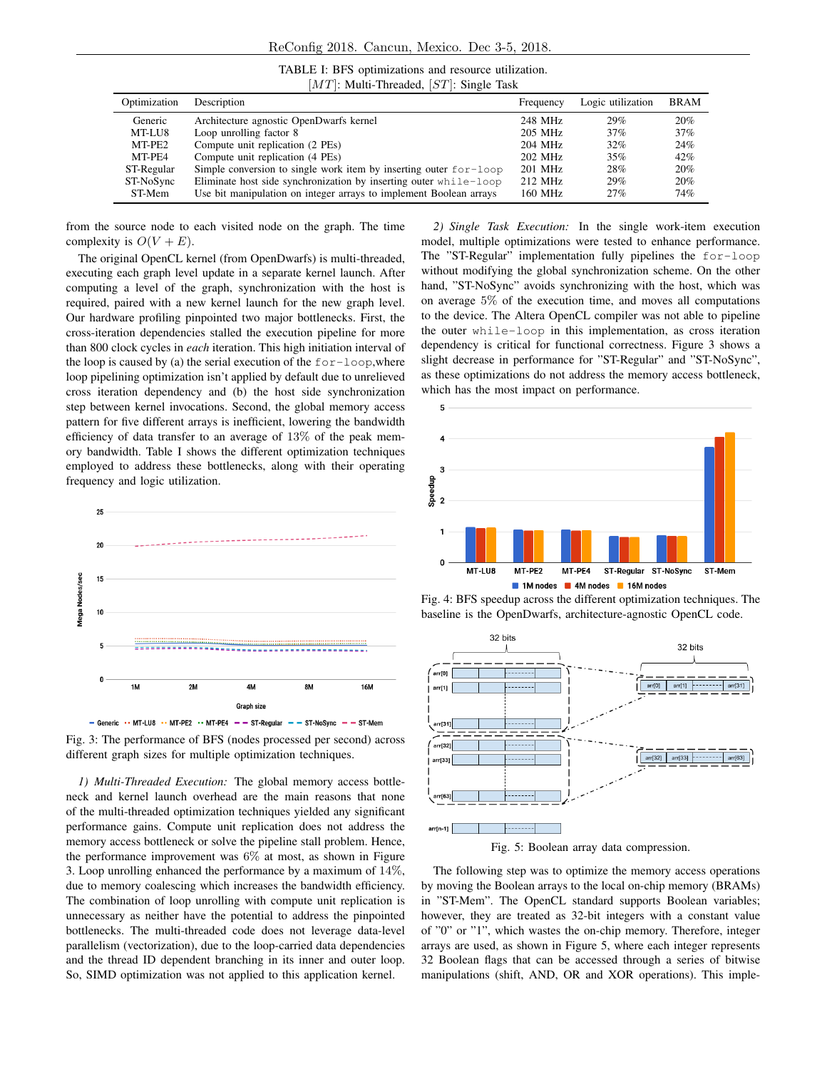TABLE I: BFS optimizations and resource utilization.
$[MT]$: Multi-Threaded, $[ST]$: Single Task

| Optimization | Description | Frequency | Logic utilization | BRAM |
|---|---|---|---|---|
| Generic | Architecture agnostic OpenDwarfs kernel | 248 MHz | 29% | 20% |
| MT-LU8 | Loop unrolling factor 8 | 205 MHz | 37% | 37% |
| MT-PE2 | Compute unit replication (2 PEs) | 204 MHz | 32% | 24% |
| MT-PE4 | Compute unit replication (4 PEs) | 202 MHz | 35% | 42% |
| ST-Regular | Simple conversion to single work item by inserting outer `for-loop` | 201 MHz | 28% | 20% |
| ST-NoSync | Eliminate host side synchronization by inserting outer `while-loop` | 212 MHz | 29% | 20% |
| ST-Mem | Use bit manipulation on integer arrays to implement Boolean arrays | 160 MHz | 27% | 74% |

from the source node to each visited node on the graph. The time complexity is $O(V + E)$.

The original OpenCL kernel (from OpenDwarfs) is multi-threaded, executing each graph level update in a separate kernel launch. After computing a level of the graph, synchronization with the host is required, paired with a new kernel launch for the new graph level. Our hardware profiling pinpointed two major bottlenecks. First, the cross-iteration dependencies stalled the execution pipeline for more than 800 clock cycles in *each* iteration. This high initiation interval of the loop is caused by (a) the serial execution of the `for-loop`,where loop pipelining optimization isn't applied by default due to unrelieved cross iteration dependency and (b) the host side synchronization step between kernel invocations. Second, the global memory access pattern for five different arrays is inefficient, lowering the bandwidth efficiency of data transfer to an average of 13% of the peak memory bandwidth. Table I shows the different optimization techniques employed to address these bottlenecks, along with their operating frequency and logic utilization.

Fig. 3: The performance of BFS (nodes processed per second) across different graph sizes for multiple optimization techniques.

*1) Multi-Threaded Execution:* The global memory access bottleneck and kernel launch overhead are the main reasons that none of the multi-threaded optimization techniques yielded any significant performance gains. Compute unit replication does not address the memory access bottleneck or solve the pipeline stall problem. Hence, the performance improvement was 6% at most, as shown in Figure 3. Loop unrolling enhanced the performance by a maximum of 14%, due to memory coalescing which increases the bandwidth efficiency. The combination of loop unrolling with compute unit replication is unnecessary as neither have the potential to address the pinpointed bottlenecks. The multi-threaded code does not leverage data-level parallelism (vectorization), due to the loop-carried data dependencies and the thread ID dependent branching in its inner and outer loop. So, SIMD optimization was not applied to this application kernel.

*2) Single Task Execution:* In the single work-item execution model, multiple optimizations were tested to enhance performance. The "ST-Regular" implementation fully pipelines the `for-loop` without modifying the global synchronization scheme. On the other hand, "ST-NoSync" avoids synchronizing with the host, which was on average 5% of the execution time, and moves all computations to the device. The Altera OpenCL compiler was not able to pipeline the outer `while-loop` in this implementation, as cross iteration dependency is critical for functional correctness. Figure 3 shows a slight decrease in performance for "ST-Regular" and "ST-NoSync", as these optimizations do not address the memory access bottleneck, which has the most impact on performance.

Fig. 4: BFS speedup across the different optimization techniques. The baseline is the OpenDwarfs, architecture-agnostic OpenCL code.

Fig. 5: Boolean array data compression.

The following step was to optimize the memory access operations by moving the Boolean arrays to the local on-chip memory (BRAMs) in "ST-Mem". The OpenCL standard supports Boolean variables; however, they are treated as 32-bit integers with a constant value of "0" or "1", which wastes the on-chip memory. Therefore, integer arrays are used, as shown in Figure 5, where each integer represents 32 Boolean flags that can be accessed through a series of bitwise manipulation operations (shift, AND, OR and XOR operations). This imple-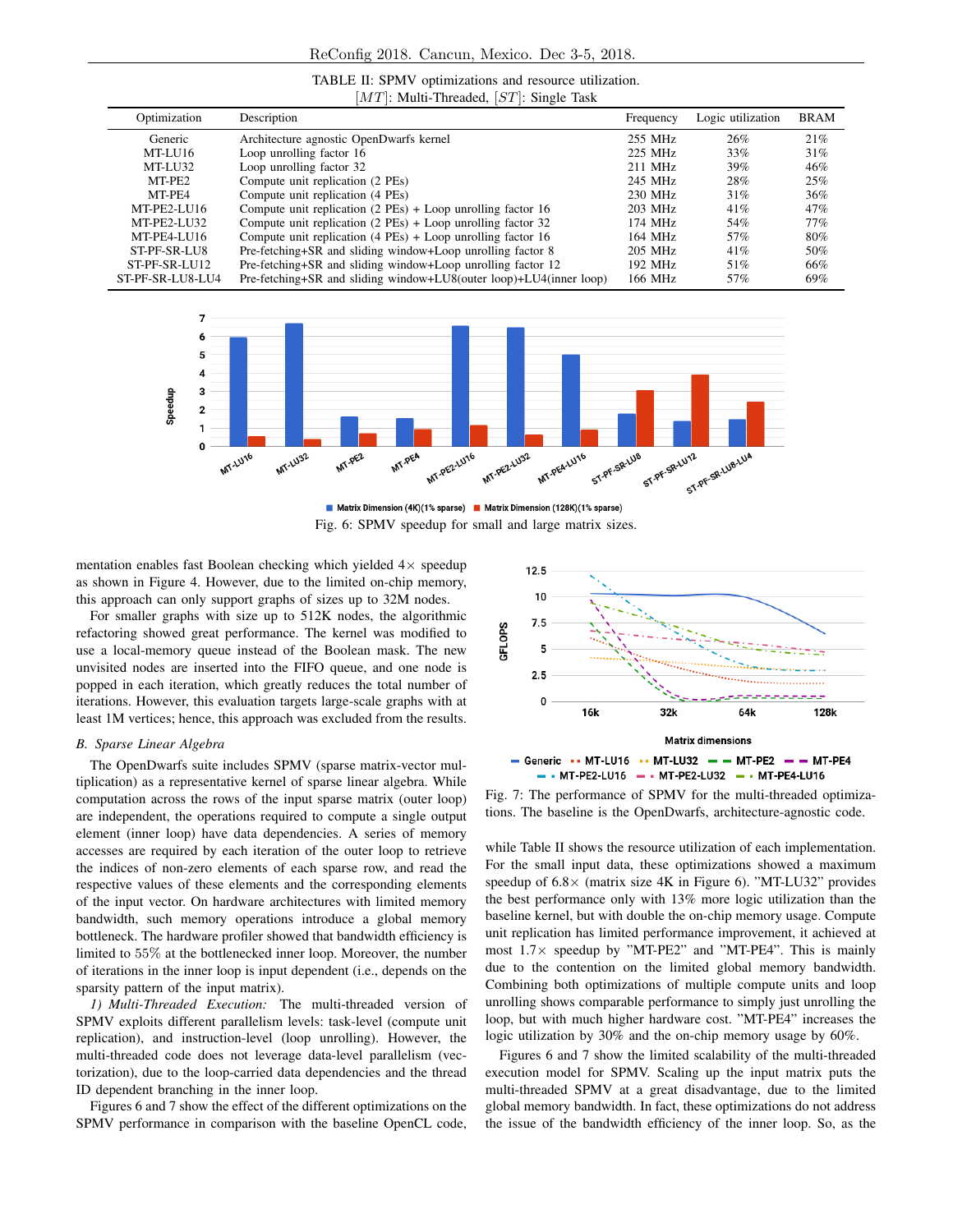TABLE II: SPMV optimizations and resource utilization.
[$MT$]: Multi-Threaded, [$ST$]: Single Task

| Optimization | Description | Frequency | Logic utilization | BRAM |
|---|---|---|---|---|
| Generic | Architecture agnostic OpenDwarfs kernel | 255 MHz | 26% | 21% |
| MT-LU16 | Loop unrolling factor 16 | 225 MHz | 33% | 31% |
| MT-LU32 | Loop unrolling factor 32 | 211 MHz | 39% | 46% |
| MT-PE2 | Compute unit replication (2 PEs) | 245 MHz | 28% | 25% |
| MT-PE4 | Compute unit replication (4 PEs) | 230 MHz | 31% | 36% |
| MT-PE2-LU16 | Compute unit replication (2 PEs) + Loop unrolling factor 16 | 203 MHz | 41% | 47% |
| MT-PE2-LU32 | Compute unit replication (2 PEs) + Loop unrolling factor 32 | 174 MHz | 54% | 77% |
| MT-PE4-LU16 | Compute unit replication (4 PEs) + Loop unrolling factor 16 | 164 MHz | 57% | 80% |
| ST-PF-SR-LU8 | Pre-fetching+SR and sliding window+Loop unrolling factor 8 | 205 MHz | 41% | 50% |
| ST-PF-SR-LU12 | Pre-fetching+SR and sliding window+Loop unrolling factor 12 | 192 MHz | 51% | 66% |
| ST-PF-SR-LU8-LU4 | Pre-fetching+SR and sliding window+LU8(outer loop)+LU4(inner loop) | 166 MHz | 57% | 69% |

Fig. 6: SPMV speedup for small and large matrix sizes.

mentation enables fast Boolean checking which yielded 4× speedup as shown in Figure 4. However, due to the limited on-chip memory, this approach can only support graphs of sizes up to 32M nodes.

For smaller graphs with size up to 512K nodes, the algorithmic refactoring showed great performance. The kernel was modified to use a local-memory queue instead of the Boolean mask. The new unvisited nodes are inserted into the FIFO queue, and one node is popped in each iteration, which greatly reduces the total number of iterations. However, this evaluation targets large-scale graphs with at least 1M vertices; hence, this approach was excluded from the results.

### B. Sparse Linear Algebra

The OpenDwarfs suite includes SPMV (sparse matrix-vector multiplication) as a representative kernel of sparse linear algebra. While computation across the rows of the input sparse matrix (outer loop) are independent, the operations required to compute a single output element (inner loop) have data dependencies. A series of memory accesses are required by each iteration of the outer loop to retrieve the indices of non-zero elements of each sparse row, and read the respective values of these elements and the corresponding elements of the input vector. On hardware architectures with limited memory bandwidth, such memory operations introduce a global memory bottleneck. The hardware profiler showed that bandwidth efficiency is limited to 55% at the bottlenecked inner loop. Moreover, the number of iterations in the inner loop is input dependent (i.e., depends on the sparsity pattern of the input matrix).

*1) Multi-Threaded Execution:* The multi-threaded version of SPMV exploits different parallelism levels: task-level (compute unit replication), and instruction-level (loop unrolling). However, the multi-threaded code does not leverage data-level parallelism (vectorization), due to the loop-carried data dependencies and the thread ID dependent branching in the inner loop.

Figures 6 and 7 show the effect of the different optimizations on the SPMV performance in comparison with the baseline OpenCL code,

Fig. 7: The performance of SPMV for the multi-threaded optimizations. The baseline is the OpenDwarfs, architecture-agnostic code.

while Table II shows the resource utilization of each implementation. For the small input data, these optimizations showed a maximum speedup of 6.8× (matrix size 4K in Figure 6). "MT-LU32" provides the best performance only with 13% more logic utilization than the baseline kernel, but with double the on-chip memory usage. Compute unit replication has limited performance improvement, it achieved at most 1.7× speedup by "MT-PE2" and "MT-PE4". This is mainly due to the contention on the limited global memory bandwidth. Combining both optimizations of multiple compute units and loop unrolling shows comparable performance to simply just unrolling the loop, but with much higher hardware cost. "MT-PE4" increases the logic utilization by 30% and the on-chip memory usage by 60%.

Figures 6 and 7 show the limited scalability of the multi-threaded execution model for SPMV. Scaling up the input matrix puts the multi-threaded SPMV at a great disadvantage, due to the limited global memory bandwidth. In fact, these optimizations do not address the issue of the bandwidth efficiency of the inner loop. So, as the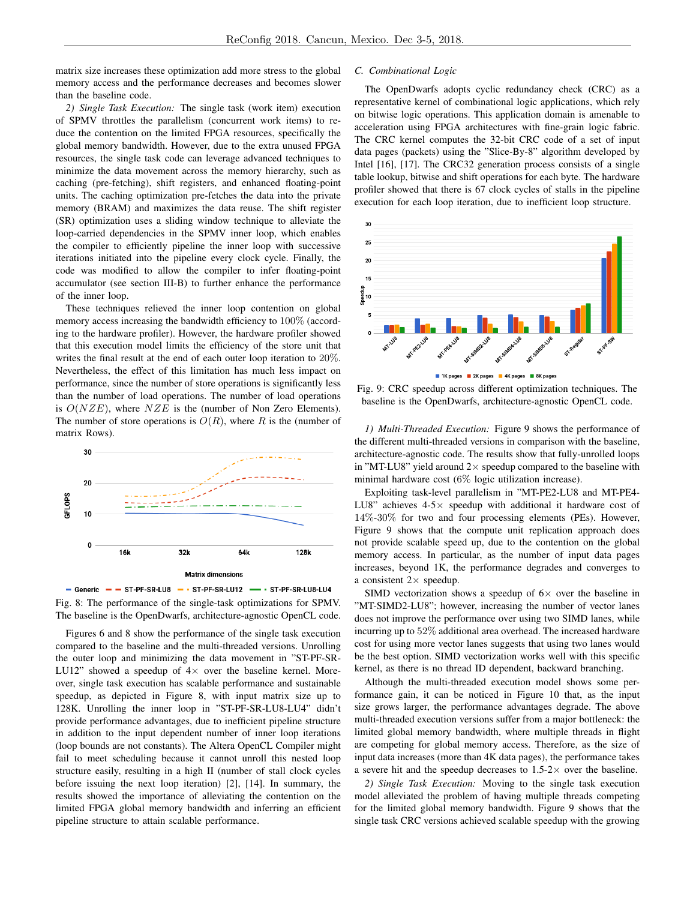matrix size increases these optimization add more stress to the global memory access and the performance decreases and becomes slower than the baseline code.

*2) Single Task Execution:* The single task (work item) execution of SPMV throttles the parallelism (concurrent work items) to reduce the contention on the limited FPGA resources, specifically the global memory bandwidth. However, due to the extra unused FPGA resources, the single task code can leverage advanced techniques to minimize the data movement across the memory hierarchy, such as caching (pre-fetching), shift registers, and enhanced floating-point units. The caching optimization pre-fetches the data into the private memory (BRAM) and maximizes the data reuse. The shift register (SR) optimization uses a sliding window technique to alleviate the loop-carried dependencies in the SPMV inner loop, which enables the compiler to efficiently pipeline the inner loop with successive iterations initiated into the pipeline every clock cycle. Finally, the code was modified to allow the compiler to infer floating-point accumulator (see section III-B) to further enhance the performance of the inner loop.

These techniques relieved the inner loop contention on global memory access increasing the bandwidth efficiency to 100% (according to the hardware profiler). However, the hardware profiler showed that this execution model limits the efficiency of the store unit that writes the final result at the end of each outer loop iteration to 20%. Nevertheless, the effect of this limitation has much less impact on performance, since the number of store operations is significantly less than the number of load operations. The number of load operations is $O(NZE)$, where $NZE$ is the (number of Non Zero Elements). The number of store operations is $O(R)$, where $R$ is the (number of matrix Rows).

Fig. 8: The performance of the single-task optimizations for SPMV. The baseline is the OpenDwarfs, architecture-agnostic OpenCL code.

Figures 6 and 8 show the performance of the single task execution compared to the baseline and the multi-threaded versions. Unrolling the outer loop and minimizing the data movement in "ST-PF-SR-LU12" showed a speedup of 4× over the baseline kernel. Moreover, single task execution has scalable performance and sustainable speedup, as depicted in Figure 8, with input matrix size up to 128K. Unrolling the inner loop in "ST-PF-SR-LU8-LU4" didn't provide performance advantages, due to inefficient pipeline structure in addition to the input dependent number of inner loop iterations (loop bounds are not constants). The Altera OpenCL Compiler might fail to meet scheduling because it cannot unroll this nested loop structure easily, resulting in a high II (number of stall clock cycles before issuing the next loop iteration) [2], [14]. In summary, the results showed the importance of alleviating the contention on the limited FPGA global memory bandwidth and inferring an efficient pipeline structure to attain scalable performance.

### C. Combinational Logic

The OpenDwarfs adopts cyclic redundancy check (CRC) as a representative kernel of combinational logic applications, which rely on bitwise logic operations. This application domain is amenable to acceleration using FPGA architectures with fine-grain logic fabric. The CRC kernel computes the 32-bit CRC code of a set of input data pages (packets) using the "Slice-By-8" algorithm developed by Intel [16], [17]. The CRC32 generation process consists of a single table lookup, bitwise and shift operations for each byte. The hardware profiler showed that there is 67 clock cycles of stalls in the pipeline execution for each loop iteration, due to inefficient loop structure.

Fig. 9: CRC speedup across different optimization techniques. The baseline is the OpenDwarfs, architecture-agnostic OpenCL code.

*1) Multi-Threaded Execution:* Figure 9 shows the performance of the different multi-threaded versions in comparison with the baseline, architecture-agnostic code. The results show that fully-unrolled loops in "MT-LU8" yield around 2× speedup compared to the baseline with minimal hardware cost (6% logic utilization increase).

Exploiting task-level parallelism in "MT-PE2-LU8 and MT-PE4-LU8" achieves 4-5× speedup with additional it hardware cost of 14%-30% for two and four processing elements (PEs). However, Figure 9 shows that the compute unit replication approach does not provide scalable speed up, due to the contention on the global memory access. In particular, as the number of input data pages increases, beyond 1K, the performance degrades and converges to a consistent 2× speedup.

SIMD vectorization shows a speedup of 6× over the baseline in "MT-SIMD2-LU8"; however, increasing the number of vector lanes does not improve the performance over using two SIMD lanes, while incurring up to 52% additional area overhead. The increased hardware cost for using more vector lanes suggests that using two lanes would be the best option. SIMD vectorization works well with this specific kernel, as there is no thread ID dependent, backward branching.

Although the multi-threaded execution model shows some performance gain, it can be noticed in Figure 10 that, as the input size grows larger, the performance advantages degrade. The above multi-threaded execution versions suffer from a major bottleneck: the limited global memory bandwidth, where multiple threads in flight are competing for global memory access. Therefore, as the size of input data increases (more than 4K data pages), the performance takes a severe hit and the speedup decreases to 1.5-2× over the baseline.

*2) Single Task Execution:* Moving to the single task execution model alleviated the problem of having multiple threads competing for the limited global memory bandwidth. Figure 9 shows that the single task CRC versions achieved scalable speedup with the growing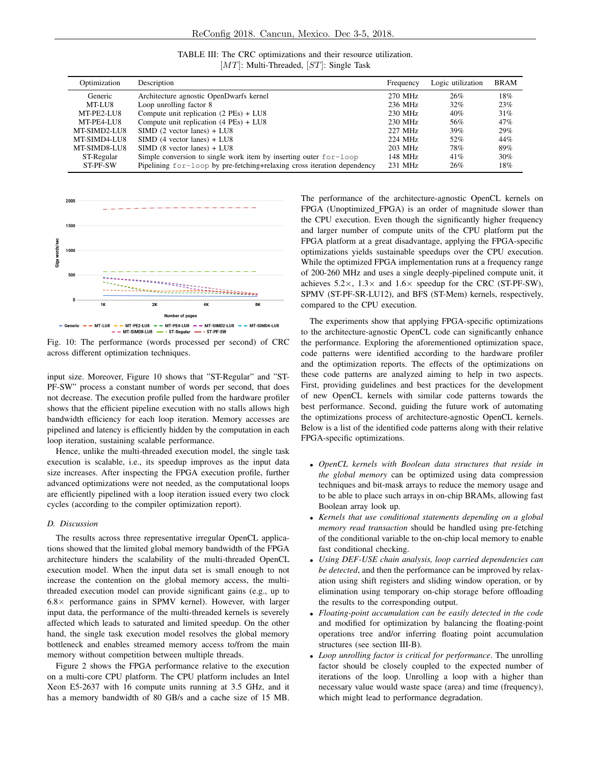TABLE III: The CRC optimizations and their resource utilization. [$MT$]: Multi-Threaded, [$ST$]: Single Task

| Optimization | Description | Frequency | Logic utilization | BRAM |
|---|---|---|---|---|
| Generic | Architecture agnostic OpenDwarfs kernel | 270 MHz | 26% | 18% |
| MT-LU8 | Loop unrolling factor 8 | 236 MHz | 32% | 23% |
| MT-PE2-LU8 | Compute unit replication (2 PEs) + LU8 | 230 MHz | 40% | 31% |
| MT-PE4-LU8 | Compute unit replication (4 PEs) + LU8 | 230 MHz | 56% | 47% |
| MT-SIMD2-LU8 | SIMD (2 vector lanes) + LU8 | 227 MHz | 39% | 29% |
| MT-SIMD4-LU8 | SIMD (4 vector lanes) + LU8 | 224 MHz | 52% | 44% |
| MT-SIMD8-LU8 | SIMD (8 vector lanes) + LU8 | 203 MHz | 78% | 89% |
| ST-Regular | Simple conversion to single work item by inserting outer `for-loop` | 148 MHz | 41% | 30% |
| ST-PF-SW | Pipelining `for-loop` by pre-fetching+relaxing cross iteration dependency | 231 MHz | 26% | 18% |

Fig. 10: The performance (words processed per second) of CRC across different optimization techniques.

input size. Moreover, Figure 10 shows that "ST-Regular" and "ST-PF-SW" process a constant number of words per second, that does not decrease. The execution profile pulled from the hardware profiler shows that the efficient pipeline execution with no stalls allows high bandwidth efficiency for each loop iteration. Memory accesses are pipelined and latency is efficiently hidden by the computation in each loop iteration, sustaining scalable performance.

Hence, unlike the multi-threaded execution model, the single task execution is scalable, i.e., its speedup improves as the input data size increases. After inspecting the FPGA execution profile, further advanced optimizations were not needed, as the computational loops are efficiently pipelined with a loop iteration issued every two clock cycles (according to the compiler optimization report).

### D. Discussion

The results across three representative irregular OpenCL applications showed that the limited global memory bandwidth of the FPGA architecture hinders the scalability of the multi-threaded OpenCL execution model. When the input data set is small enough to not increase the contention on the global memory access, the multi-threaded execution model can provide significant gains (e.g., up to $6.8\times$ performance gains in SPMV kernel). However, with larger input data, the performance of the multi-threaded kernels is severely affected which leads to saturated and limited speedup. On the other hand, the single task execution model resolves the global memory bottleneck and enables streamed memory access to/from the main memory without competition between multiple threads.

Figure 2 shows the FPGA performance relative to the execution on a multi-core CPU platform. The CPU platform includes an Intel Xeon E5-2637 with 16 compute units running at 3.5 GHz, and it has a memory bandwidth of 80 GB/s and a cache size of 15 MB. The performance of the architecture-agnostic OpenCL kernels on FPGA (Unoptimized_FPGA) is an order of magnitude slower than the CPU execution. Even though the significantly higher frequency and larger number of compute units of the CPU platform put the FPGA platform at a great disadvantage, applying the FPGA-specific optimizations yields sustainable speedups over the CPU execution. While the optimized FPGA implementation runs at a frequency range of 200-260 MHz and uses a single deeply-pipelined compute unit, it achieves $5.2\times$, $1.3\times$ and $1.6\times$ speedup for the CRC (ST-PF-SW), SPMV (ST-PF-SR-LU12), and BFS (ST-Mem) kernels, respectively, compared to the CPU execution.

The experiments show that applying FPGA-specific optimizations to the architecture-agnostic OpenCL code can significantly enhance the performance. Exploring the aforementioned optimization space, code patterns were identified according to the hardware profiler and the optimization reports. The effects of the optimizations on these code patterns are analyzed aiming to help in two aspects. First, providing guidelines and best practices for the development of new OpenCL kernels with similar code patterns towards the best performance. Second, guiding the future work of automating the optimizations process of architecture-agnostic OpenCL kernels. Below is a list of the identified code patterns along with their relative FPGA-specific optimizations.

- *OpenCL kernels with Boolean data structures that reside in the global memory* can be optimized using data compression techniques and bit-mask arrays to reduce the memory usage and to be able to place such arrays in on-chip BRAMs, allowing fast Boolean array look up.
- *Kernels that use conditional statements depending on a global memory read transaction* should be handled using pre-fetching of the conditional variable to the on-chip local memory to enable fast conditional checking.
- *Using DEF-USE chain analysis, loop carried dependencies can be detected*, and then the performance can be improved by relaxation using shift registers and sliding window operation, or by elimination using temporary on-chip storage before offloading the results to the corresponding output.
- *Floating-point accumulation can be easily detected in the code* and modified for optimization by balancing the floating-point operations tree and/or inferring floating point accumulation structures (see section III-B).
- *Loop unrolling factor is critical for performance*. The unrolling factor should be closely coupled to the expected number of iterations of the loop. Unrolling a loop with a higher than necessary value would waste space (area) and time (frequency), which might lead to performance degradation.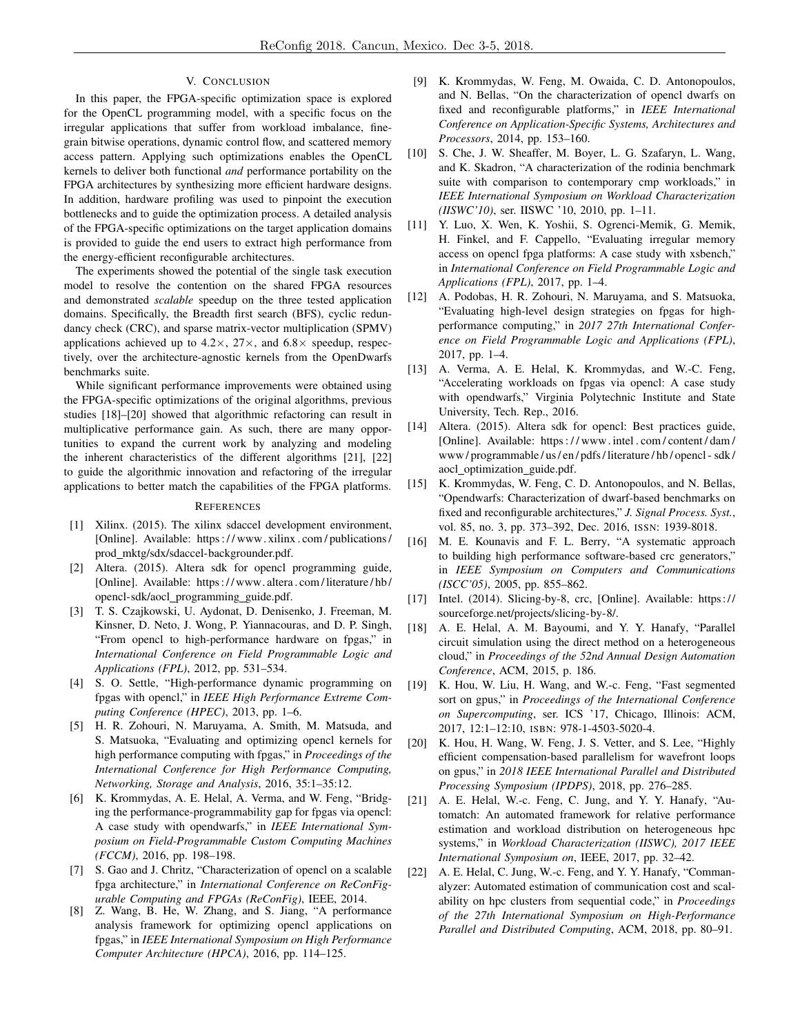## V. Conclusion

In this paper, the FPGA-specific optimization space is explored for the OpenCL programming model, with a specific focus on the irregular applications that suffer from workload imbalance, fine-grain bitwise operations, dynamic control flow, and scattered memory access pattern. Applying such optimizations enables the OpenCL kernels to deliver both functional *and* performance portability on the FPGA architectures by synthesizing more efficient hardware designs. In addition, hardware profiling was used to pinpoint the execution bottlenecks and to guide the optimization process. A detailed analysis of the FPGA-specific optimizations on the target application domains is provided to guide the end users to extract high performance from the energy-efficient reconfigurable architectures.

The experiments showed the potential of the single task execution model to resolve the contention on the shared FPGA resources and demonstrated *scalable* speedup on the three tested application domains. Specifically, the Breadth first search (BFS), cyclic redundancy check (CRC), and sparse matrix-vector multiplication (SPMV) applications achieved up to $4.2\times$, $27\times$, and $6.8\times$ speedup, respectively, over the architecture-agnostic kernels from the OpenDwarfs benchmarks suite.

While significant performance improvements were obtained using the FPGA-specific optimizations of the original algorithms, previous studies [18]–[20] showed that algorithmic refactoring can result in multiplicative performance gain. As such, there are many opportunities to expand the current work by analyzing and modeling the inherent characteristics of the different algorithms [21], [22] to guide the algorithmic innovation and refactoring of the irregular applications to better match the capabilities of the FPGA platforms.

## References

[1] Xilinx. (2015). The xilinx sdaccel development environment, [Online]. Available: https://www.xilinx.com/publications/prod_mktg/sdx/sdaccel-backgrounder.pdf.

[2] Altera. (2015). Altera sdk for opencl programming guide, [Online]. Available: https://www.altera.com/literature/hb/opencl-sdk/aocl_programming_guide.pdf.

[3] T. S. Czajkowski, U. Aydonat, D. Denisenko, J. Freeman, M. Kinsner, D. Neto, J. Wong, P. Yiannacouras, and D. P. Singh, "From opencl to high-performance hardware on fpgas," in *International Conference on Field Programmable Logic and Applications (FPL)*, 2012, pp. 531–534.

[4] S. O. Settle, "High-performance dynamic programming on fpgas with opencl," in *IEEE High Performance Extreme Computing Conference (HPEC)*, 2013, pp. 1–6.

[5] H. R. Zohouri, N. Maruyama, A. Smith, M. Matsuda, and S. Matsuoka, "Evaluating and optimizing opencl kernels for high performance computing with fpgas," in *Proceedings of the International Conference for High Performance Computing, Networking, Storage and Analysis*, 2016, 35:1–35:12.

[6] K. Krommydas, A. E. Helal, A. Verma, and W. Feng, "Bridging the performance-programmability gap for fpgas via opencl: A case study with opendwarfs," in *IEEE International Symposium on Field-Programmable Custom Computing Machines (FCCM)*, 2016, pp. 198–198.

[7] S. Gao and J. Chritz, "Characterization of opencl on a scalable fpga architecture," in *International Conference on ReConFigurable Computing and FPGAs (ReConFig)*, IEEE, 2014.

[8] Z. Wang, B. He, W. Zhang, and S. Jiang, "A performance analysis framework for optimizing opencl applications on fpgas," in *IEEE International Symposium on High Performance Computer Architecture (HPCA)*, 2016, pp. 114–125.

[9] K. Krommydas, W. Feng, M. Owaida, C. D. Antonopoulos, and N. Bellas, "On the characterization of opencl dwarfs on fixed and reconfigurable platforms," in *IEEE International Conference on Application-Specific Systems, Architectures and Processors*, 2014, pp. 153–160.

[10] S. Che, J. W. Sheaffer, M. Boyer, L. G. Szafaryn, L. Wang, and K. Skadron, "A characterization of the rodinia benchmark suite with comparison to contemporary cmp workloads," in *IEEE International Symposium on Workload Characterization (IISWC'10)*, ser. IISWC '10, 2010, pp. 1–11.

[11] Y. Luo, X. Wen, K. Yoshii, S. Ogrenci-Memik, G. Memik, H. Finkel, and F. Cappello, "Evaluating irregular memory access on opencl fpga platforms: A case study with xsbench," in *International Conference on Field Programmable Logic and Applications (FPL)*, 2017, pp. 1–4.

[12] A. Podobas, H. R. Zohouri, N. Maruyama, and S. Matsuoka, "Evaluating high-level design strategies on fpgas for high-performance computing," in *2017 27th International Conference on Field Programmable Logic and Applications (FPL)*, 2017, pp. 1–4.

[13] A. Verma, A. E. Helal, K. Krommydas, and W.-C. Feng, "Accelerating workloads on fpgas via opencl: A case study with opendwarfs," Virginia Polytechnic Institute and State University, Tech. Rep., 2016.

[14] Altera. (2015). Altera sdk for opencl: Best practices guide, [Online]. Available: https://www.intel.com/content/dam/www/programmable/us/en/pdfs/literature/hb/opencl-sdk/aocl_optimization_guide.pdf.

[15] K. Krommydas, W. Feng, C. D. Antonopoulos, and N. Bellas, "Opendwarfs: Characterization of dwarf-based benchmarks on fixed and reconfigurable architectures," *J. Signal Process. Syst.*, vol. 85, no. 3, pp. 373–392, Dec. 2016, ISSN: 1939-8018.

[16] M. E. Kounavis and F. L. Berry, "A systematic approach to building high performance software-based crc generators," in *IEEE Symposium on Computers and Communications (ISCC'05)*, 2005, pp. 855–862.

[17] Intel. (2014). Slicing-by-8, crc, [Online]. Available: https://sourceforge.net/projects/slicing-by-8/.

[18] A. E. Helal, A. M. Bayoumi, and Y. Y. Hanafy, "Parallel circuit simulation using the direct method on a heterogeneous cloud," in *Proceedings of the 52nd Annual Design Automation Conference*, ACM, 2015, p. 186.

[19] K. Hou, W. Liu, H. Wang, and W.-c. Feng, "Fast segmented sort on gpus," in *Proceedings of the International Conference on Supercomputing*, ser. ICS '17, Chicago, Illinois: ACM, 2017, 12:1–12:10, ISBN: 978-1-4503-5020-4.

[20] K. Hou, H. Wang, W. Feng, J. S. Vetter, and S. Lee, "Highly efficient compensation-based parallelism for wavefront loops on gpus," in *2018 IEEE International Parallel and Distributed Processing Symposium (IPDPS)*, 2018, pp. 276–285.

[21] A. E. Helal, W.-c. Feng, C. Jung, and Y. Y. Hanafy, "Automatch: An automated framework for relative performance estimation and workload distribution on heterogeneous hpc systems," in *Workload Characterization (IISWC), 2017 IEEE International Symposium on*, IEEE, 2017, pp. 32–42.

[22] A. E. Helal, C. Jung, W.-c. Feng, and Y. Y. Hanafy, "Commanalyzer: Automated estimation of communication cost and scalability on hpc clusters from sequential code," in *Proceedings of the 27th International Symposium on High-Performance Parallel and Distributed Computing*, ACM, 2018, pp. 80–91.